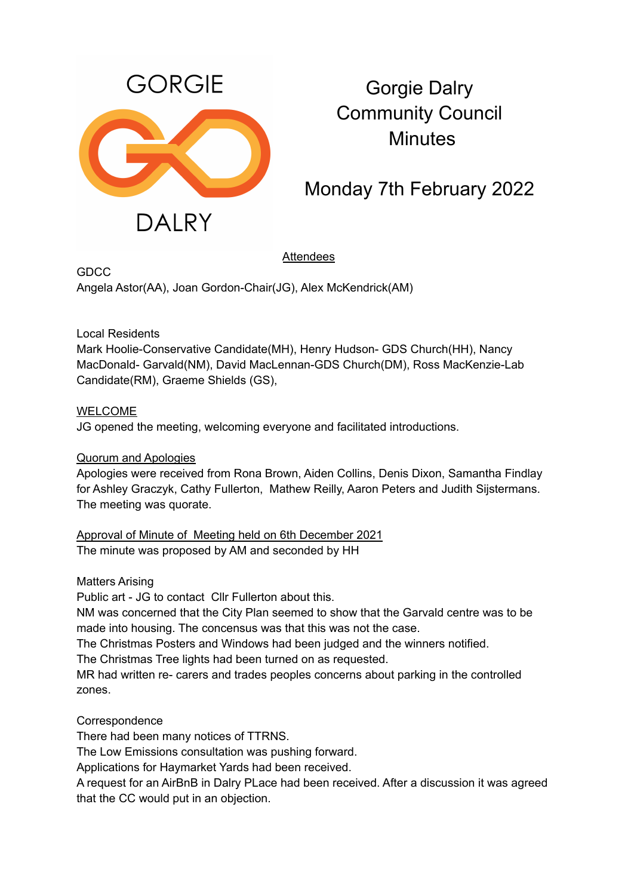GORGIE DALRY

# Gorgie Dalry Community Council Minutes

## Monday 7th February 2022

<u>Attendees</u>

GDCC
Angela Astor(AA), Joan Gordon-Chair(JG), Alex McKendrick(AM)

Local Residents
Mark Hoolie-Conservative Candidate(MH), Henry Hudson- GDS Church(HH), Nancy MacDonald- Garvald(NM), David MacLennan-GDS Church(DM), Ross MacKenzie-Lab Candidate(RM), Graeme Shields (GS),

<u>WELCOME</u>
JG opened the meeting, welcoming everyone and facilitated introductions.

<u>Quorum and Apologies</u>
Apologies were received from Rona Brown, Aiden Collins, Denis Dixon, Samantha Findlay for Ashley Graczyk, Cathy Fullerton, Mathew Reilly, Aaron Peters and Judith Sijstermans. The meeting was quorate.

<u>Approval of Minute of Meeting held on 6th December 2021</u>
The minute was proposed by AM and seconded by HH

Matters Arising
Public art - JG to contact Cllr Fullerton about this.
NM was concerned that the City Plan seemed to show that the Garvald centre was to be made into housing. The concensus was that this was not the case.
The Christmas Posters and Windows had been judged and the winners notified.
The Christmas Tree lights had been turned on as requested.
MR had written re- carers and trades peoples concerns about parking in the controlled zones.

Correspondence
There had been many notices of TTRNS.
The Low Emissions consultation was pushing forward.
Applications for Haymarket Yards had been received.
A request for an AirBnB in Dalry PLace had been received. After a discussion it was agreed that the CC would put in an objection.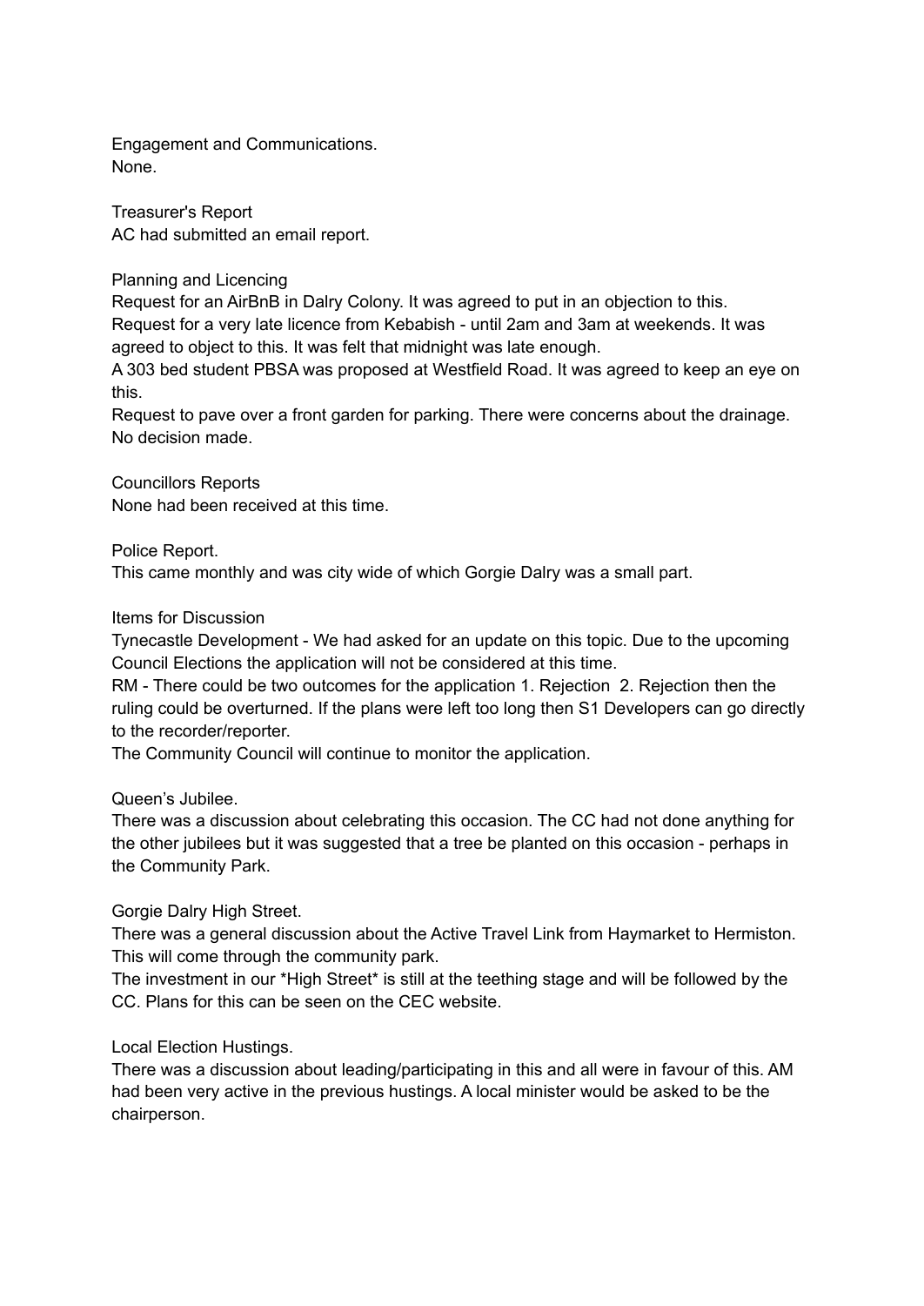Engagement and Communications.
None.

Treasurer's Report
AC had submitted an email report.

Planning and Licencing
Request for an AirBnB in Dalry Colony. It was agreed to put in an objection to this.
Request for a very late licence from Kebabish - until 2am and 3am at weekends. It was agreed to object to this. It was felt that midnight was late enough.
A 303 bed student PBSA was proposed at Westfield Road. It was agreed to keep an eye on this.
Request to pave over a front garden for parking. There were concerns about the drainage. No decision made.

Councillors Reports
None had been received at this time.

Police Report.
This came monthly and was city wide of which Gorgie Dalry was a small part.

Items for Discussion
Tynecastle Development - We had asked for an update on this topic. Due to the upcoming Council Elections the application will not be considered at this time.
RM - There could be two outcomes for the application 1. Rejection 2. Rejection then the ruling could be overturned. If the plans were left too long then S1 Developers can go directly to the recorder/reporter.
The Community Council will continue to monitor the application.

Queen's Jubilee.
There was a discussion about celebrating this occasion. The CC had not done anything for the other jubilees but it was suggested that a tree be planted on this occasion - perhaps in the Community Park.

Gorgie Dalry High Street.
There was a general discussion about the Active Travel Link from Haymarket to Hermiston. This will come through the community park.
The investment in our *High Street* is still at the teething stage and will be followed by the CC. Plans for this can be seen on the CEC website.

Local Election Hustings.
There was a discussion about leading/participating in this and all were in favour of this. AM had been very active in the previous hustings. A local minister would be asked to be the chairperson.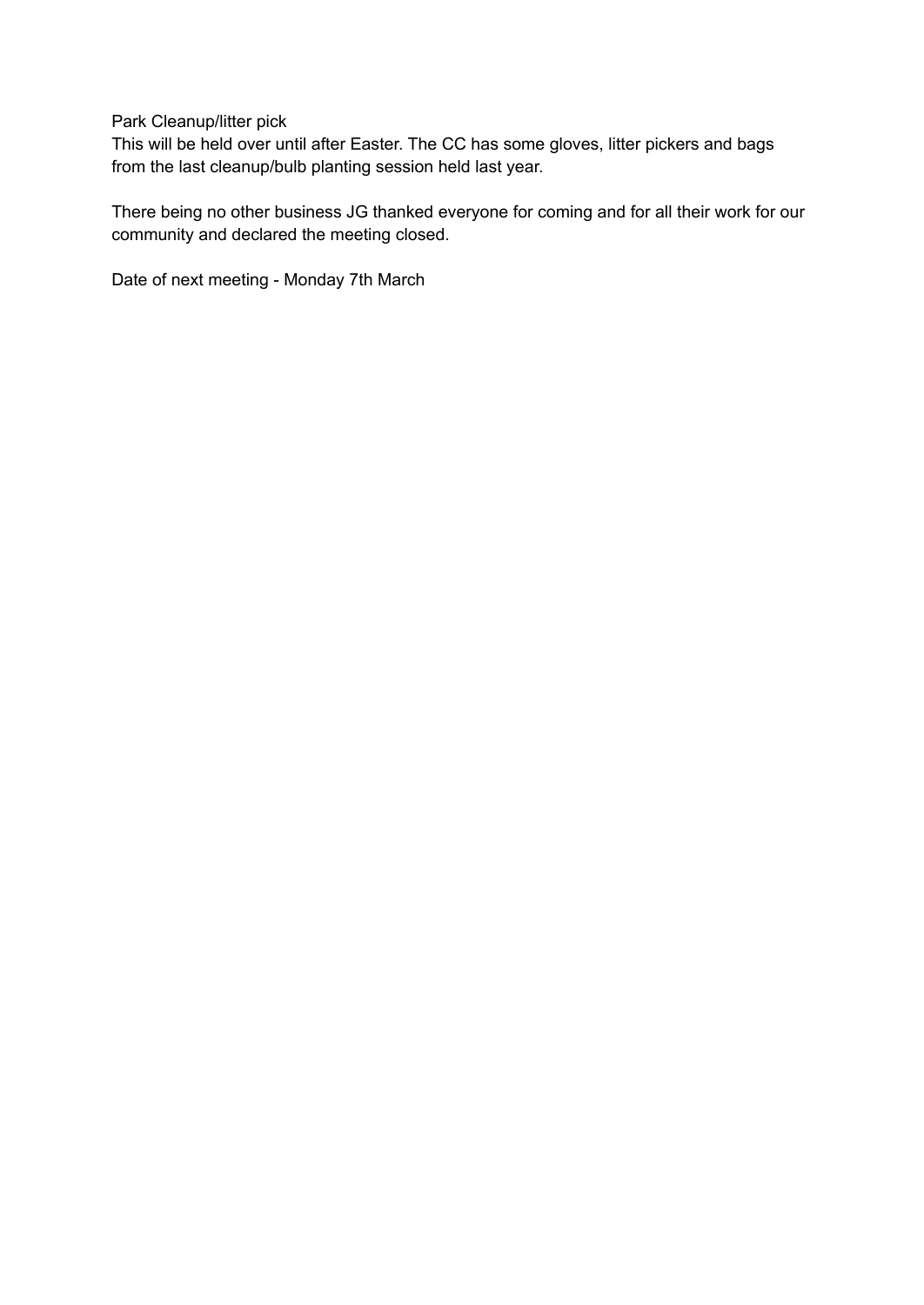Park Cleanup/litter pick
This will be held over until after Easter. The CC has some gloves, litter pickers and bags from the last cleanup/bulb planting session held last year.

There being no other business JG thanked everyone for coming and for all their work for our community and declared the meeting closed.

Date of next meeting - Monday 7th March